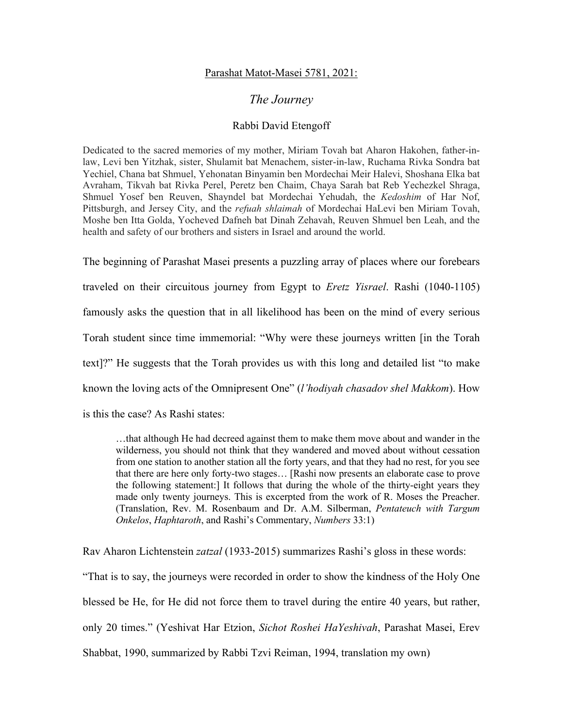Parashat Matot-Masei 5781, 2021:

# *The Journey*

Rabbi David Etengoff

Dedicated to the sacred memories of my mother, Miriam Tovah bat Aharon Hakohen, father-in-law, Levi ben Yitzhak, sister, Shulamit bat Menachem, sister-in-law, Ruchama Rivka Sondra bat Yechiel, Chana bat Shmuel, Yehonatan Binyamin ben Mordechai Meir Halevi, Shoshana Elka bat Avraham, Tikvah bat Rivka Perel, Peretz ben Chaim, Chaya Sarah bat Reb Yechezkel Shraga, Shmuel Yosef ben Reuven, Shayndel bat Mordechai Yehudah, the *Kedoshim* of Har Nof, Pittsburgh, and Jersey City, and the *refuah shlaimah* of Mordechai HaLevi ben Miriam Tovah, Moshe ben Itta Golda, Yocheved Dafneh bat Dinah Zehavah, Reuven Shmuel ben Leah, and the health and safety of our brothers and sisters in Israel and around the world.

The beginning of Parashat Masei presents a puzzling array of places where our forebears traveled on their circuitous journey from Egypt to *Eretz Yisrael*. Rashi (1040-1105) famously asks the question that in all likelihood has been on the mind of every serious Torah student since time immemorial: "Why were these journeys written [in the Torah text]?" He suggests that the Torah provides us with this long and detailed list "to make known the loving acts of the Omnipresent One" (*l'hodiyah chasadov shel Makkom*). How is this the case? As Rashi states:

> …that although He had decreed against them to make them move about and wander in the wilderness, you should not think that they wandered and moved about without cessation from one station to another station all the forty years, and that they had no rest, for you see that there are here only forty-two stages… [Rashi now presents an elaborate case to prove the following statement:] It follows that during the whole of the thirty-eight years they made only twenty journeys. This is excerpted from the work of R. Moses the Preacher. (Translation, Rev. M. Rosenbaum and Dr. A.M. Silberman, *Pentateuch with Targum Onkelos*, *Haphtaroth*, and Rashi's Commentary, *Numbers* 33:1)

Rav Aharon Lichtenstein *zatzal* (1933-2015) summarizes Rashi's gloss in these words: "That is to say, the journeys were recorded in order to show the kindness of the Holy One blessed be He, for He did not force them to travel during the entire 40 years, but rather, only 20 times." (Yeshivat Har Etzion, *Sichot Roshei HaYeshivah*, Parashat Masei, Erev Shabbat, 1990, summarized by Rabbi Tzvi Reiman, 1994, translation my own)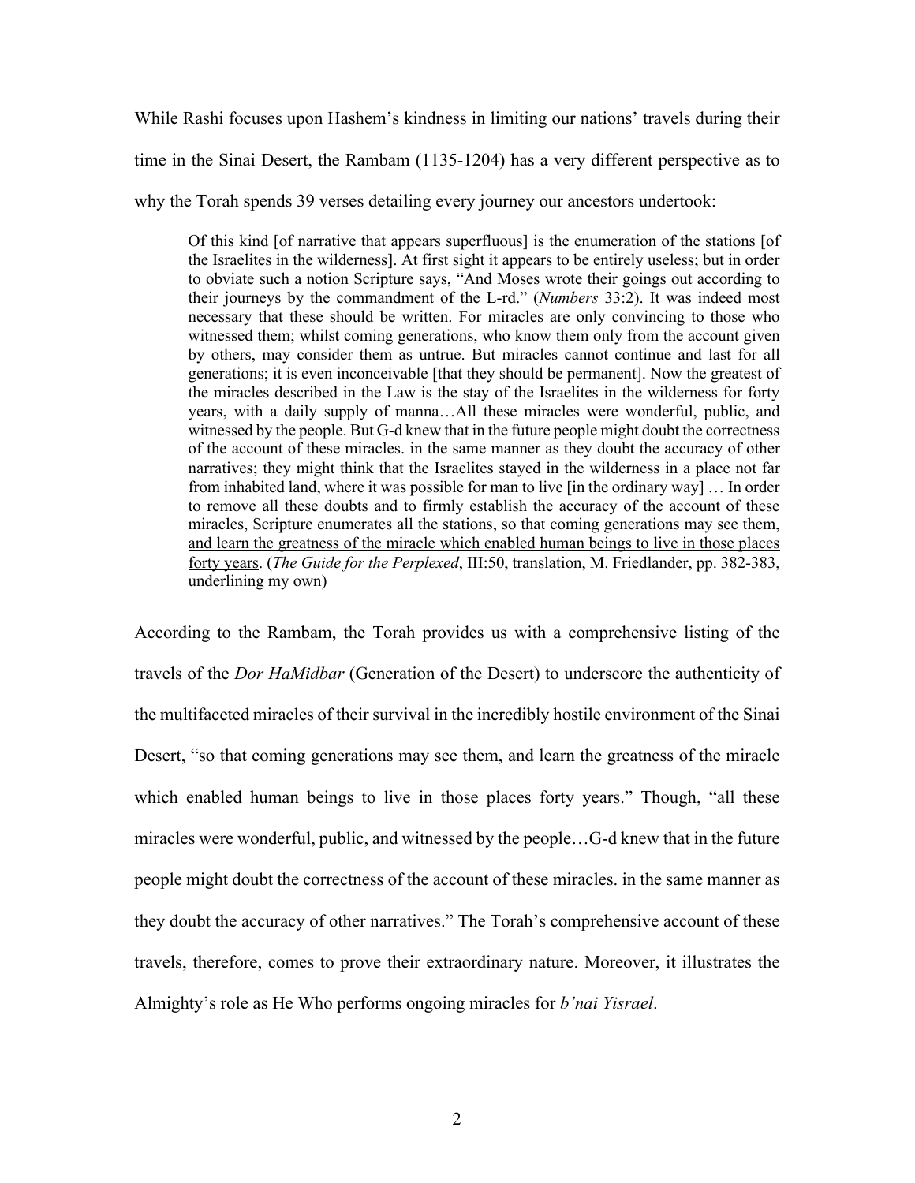While Rashi focuses upon Hashem's kindness in limiting our nations' travels during their time in the Sinai Desert, the Rambam (1135-1204) has a very different perspective as to why the Torah spends 39 verses detailing every journey our ancestors undertook:

> Of this kind [of narrative that appears superfluous] is the enumeration of the stations [of the Israelites in the wilderness]. At first sight it appears to be entirely useless; but in order to obviate such a notion Scripture says, "And Moses wrote their goings out according to their journeys by the commandment of the L-rd." (*Numbers* 33:2). It was indeed most necessary that these should be written. For miracles are only convincing to those who witnessed them; whilst coming generations, who know them only from the account given by others, may consider them as untrue. But miracles cannot continue and last for all generations; it is even inconceivable [that they should be permanent]. Now the greatest of the miracles described in the Law is the stay of the Israelites in the wilderness for forty years, with a daily supply of manna…All these miracles were wonderful, public, and witnessed by the people. But G-d knew that in the future people might doubt the correctness of the account of these miracles. in the same manner as they doubt the accuracy of other narratives; they might think that the Israelites stayed in the wilderness in a place not far from inhabited land, where it was possible for man to live [in the ordinary way] … <u>In order to remove all these doubts and to firmly establish the accuracy of the account of these miracles, Scripture enumerates all the stations, so that coming generations may see them, and learn the greatness of the miracle which enabled human beings to live in those places forty years</u>. (*The Guide for the Perplexed*, III:50, translation, M. Friedlander, pp. 382-383, underlining my own)

According to the Rambam, the Torah provides us with a comprehensive listing of the travels of the *Dor HaMidbar* (Generation of the Desert) to underscore the authenticity of the multifaceted miracles of their survival in the incredibly hostile environment of the Sinai Desert, "so that coming generations may see them, and learn the greatness of the miracle which enabled human beings to live in those places forty years." Though, "all these miracles were wonderful, public, and witnessed by the people…G-d knew that in the future people might doubt the correctness of the account of these miracles. in the same manner as they doubt the accuracy of other narratives." The Torah's comprehensive account of these travels, therefore, comes to prove their extraordinary nature. Moreover, it illustrates the Almighty's role as He Who performs ongoing miracles for *b'nai Yisrael*.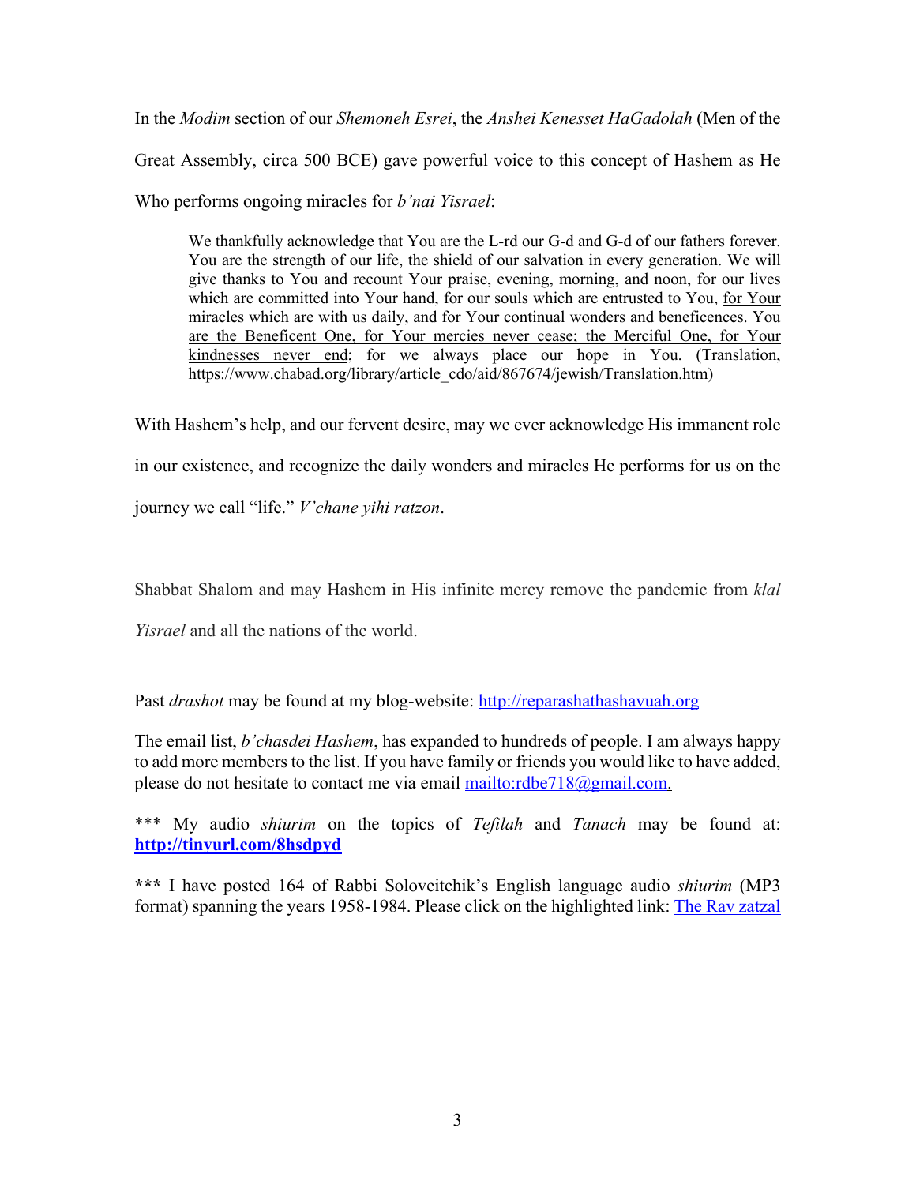In the *Modim* section of our *Shemoneh Esrei*, the *Anshei Kenesset HaGadolah* (Men of the Great Assembly, circa 500 BCE) gave powerful voice to this concept of Hashem as He Who performs ongoing miracles for *b'nai Yisrael*:

> We thankfully acknowledge that You are the L-rd our G-d and G-d of our fathers forever. You are the strength of our life, the shield of our salvation in every generation. We will give thanks to You and recount Your praise, evening, morning, and noon, for our lives which are committed into Your hand, for our souls which are entrusted to You, for Your miracles which are with us daily, and for Your continual wonders and beneficences. You are the Beneficent One, for Your mercies never cease; the Merciful One, for Your kindnesses never end; for we always place our hope in You. (Translation, https://www.chabad.org/library/article_cdo/aid/867674/jewish/Translation.htm)

With Hashem's help, and our fervent desire, may we ever acknowledge His immanent role in our existence, and recognize the daily wonders and miracles He performs for us on the journey we call "life." *V'chane yihi ratzon*.

Shabbat Shalom and may Hashem in His infinite mercy remove the pandemic from *klal Yisrael* and all the nations of the world.

Past *drashot* may be found at my blog-website: [http://reparashathashavuah.org](http://reparashathashavuah.org)

The email list, *b'chasdei Hashem*, has expanded to hundreds of people. I am always happy to add more members to the list. If you have family or friends you would like to have added, please do not hesitate to contact me via email [mailto:rdbe718@gmail.com.](mailto:rdbe718@gmail.com)

*** My audio *shiurim* on the topics of *Tefilah* and *Tanach* may be found at: **[http://tinyurl.com/8hsdpyd](http://tinyurl.com/8hsdpyd)**

**\*\*\*** I have posted 164 of Rabbi Soloveitchik's English language audio *shiurim* (MP3 format) spanning the years 1958-1984. Please click on the highlighted link: The Rav zatzal